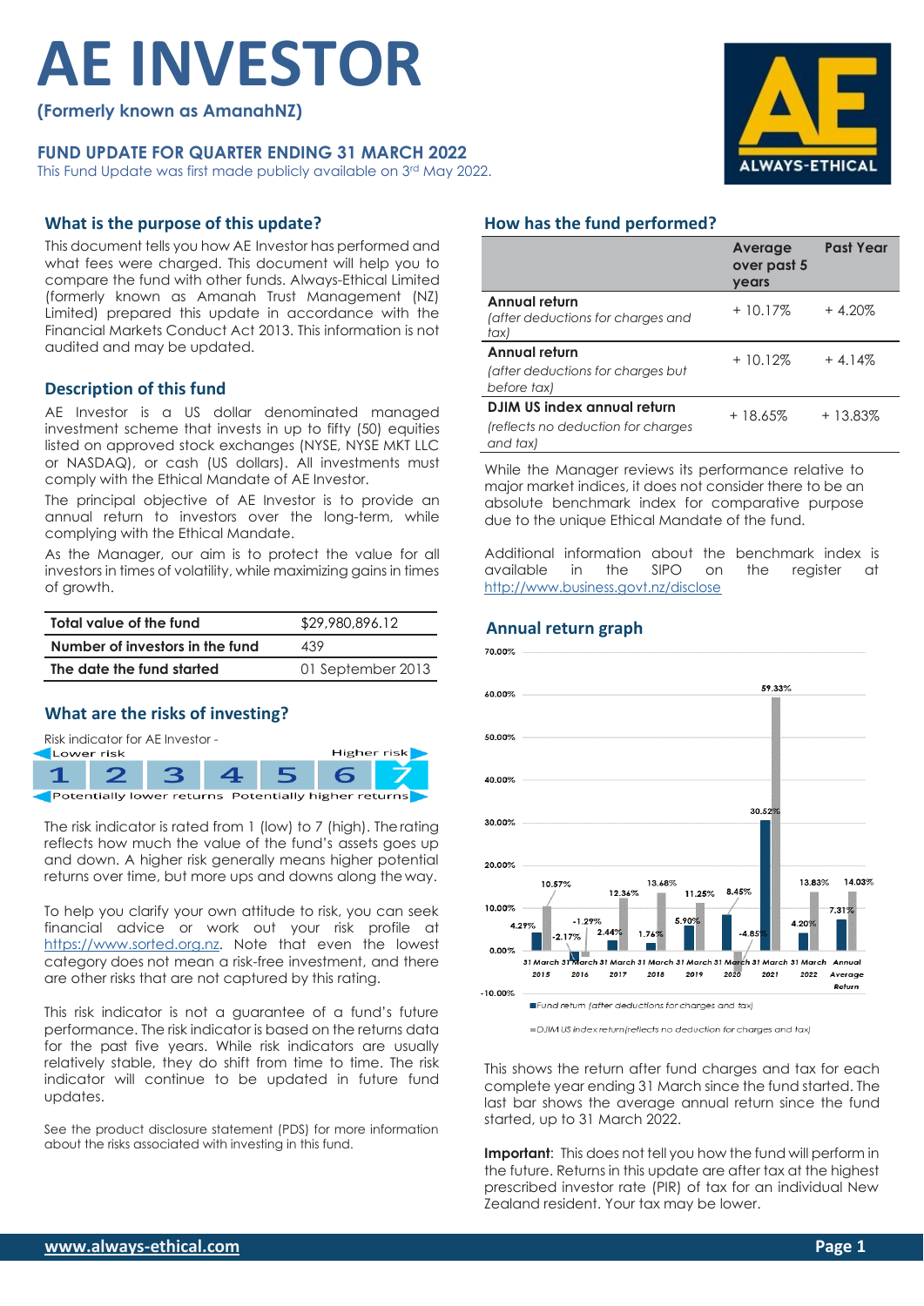# AE INVESTOR

**(Formerly known as AmanahNZ)**

## FUND UPDATE FOR QUARTER ENDING 31 MARCH 2022

This Fund Update was first made publicly available on 3rd May 2022.

## What is the purpose of this update?

This document tells you how AE Investor has performed and what fees were charged. This document will help you to compare the fund with other funds. Always-Ethical Limited (formerly known as Amanah Trust Management (NZ) Limited) prepared this update in accordance with the Financial Markets Conduct Act 2013. This information is not audited and may be updated.

## Description of this fund

AE Investor is a US dollar denominated managed investment scheme that invests in up to fifty (50) equities listed on approved stock exchanges (NYSE, NYSE MKT LLC or NASDAQ), or cash (US dollars). All investments must comply with the Ethical Mandate of AE Investor.

The principal objective of AE Investor is to provide an annual return to investors over the long-term, while complying with the Ethical Mandate.

As the Manager, our aim is to protect the value for all investors in times of volatility, while maximizing gains in times of growth.

| | |
|---|---|
| **Total value of the fund** | $29,980,896.12 |
| **Number of investors in the fund** | 439 |
| **The date the fund started** | 01 September 2013 |

## What are the risks of investing?

Risk indicator for AE Investor -

Lower risk — Higher risk

1 | 2 | 3 | 4 | 5 | 6 | **7**

Potentially lower returns — Potentially higher returns

The risk indicator is rated from 1 (low) to 7 (high). The rating reflects how much the value of the fund's assets goes up and down. A higher risk generally means higher potential returns over time, but more ups and downs along the way.

To help you clarify your own attitude to risk, you can seek financial advice or work out your risk profile at https://www.sorted.org.nz. Note that even the lowest category does not mean a risk-free investment, and there are other risks that are not captured by this rating.

This risk indicator is not a guarantee of a fund's future performance. The risk indicator is based on the returns data for the past five years. While risk indicators are usually relatively stable, they do shift from time to time. The risk indicator will continue to be updated in future fund updates.

See the product disclosure statement (PDS) for more information about the risks associated with investing in this fund.

## How has the fund performed?

| | Average over past 5 years | Past Year |
|---|---|---|
| **Annual return** *(after deductions for charges and tax)* | + 10.17% | + 4.20% |
| **Annual return** *(after deductions for charges but before tax)* | + 10.12% | + 4.14% |
| **DJIM US index annual return** *(reflects no deduction for charges and tax)* | + 18.65% | + 13.83% |

While the Manager reviews its performance relative to major market indices, it does not consider there to be an absolute benchmark index for comparative purpose due to the unique Ethical Mandate of the fund.

Additional information about the benchmark index is available in the SIPO on the register at http://www.business.govt.nz/disclose

## Annual return graph

| Year ending | Fund return (after deductions for charges and tax) | DJIM US index return (reflects no deduction for charges and tax) |
|---|---|---|
| 31 March 2015 | 4.29% | 10.57% |
| 31 March 2016 | -2.17% | -1.29% |
| 31 March 2017 | 2.44% | 12.36% |
| 31 March 2018 | 1.76% | 13.68% |
| 31 March 2019 | 5.90% | 11.25% |
| 31 March 2020 | 8.45% | -4.85% |
| 31 March 2021 | 30.52% | 59.33% |
| 31 March 2022 | 4.20% | 13.83% |
| Annual Average Return | 7.31% | 14.03% |

This shows the return after fund charges and tax for each complete year ending 31 March since the fund started. The last bar shows the average annual return since the fund started, up to 31 March 2022.

**Important**: This does not tell you how the fund will perform in the future. Returns in this update are after tax at the highest prescribed investor rate (PIR) of tax for an individual New Zealand resident. Your tax may be lower.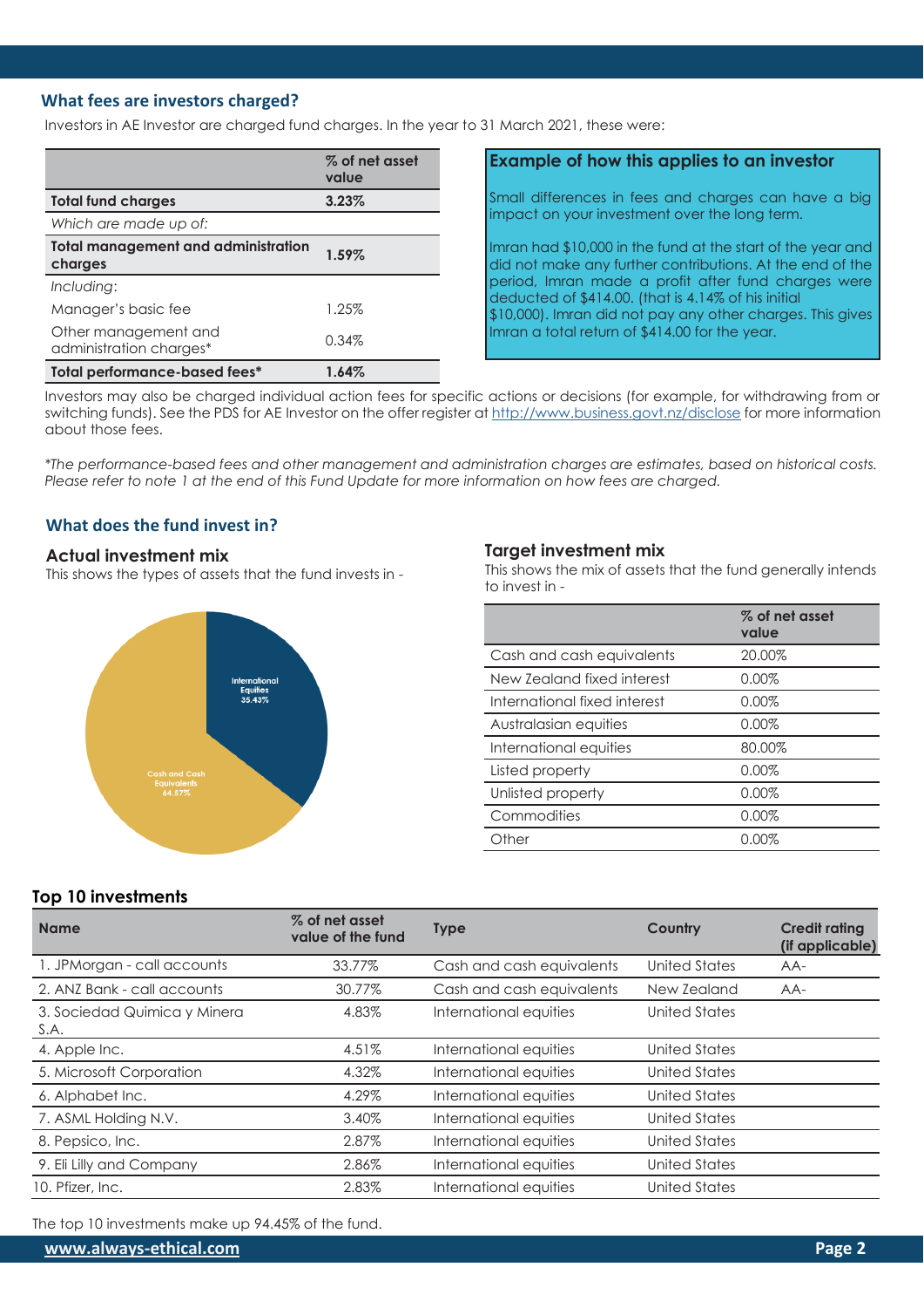## What fees are investors charged?

Investors in AE Investor are charged fund charges. In the year to 31 March 2021, these were:

| | % of net asset value |
|---|---|
| **Total fund charges** | **3.23%** |
| *Which are made up of:* | |
| **Total management and administration charges** | **1.59%** |
| *Including:* | |
| Manager's basic fee | 1.25% |
| Other management and administration charges* | 0.34% |
| **Total performance-based fees*** | **1.64%** |

### Example of how this applies to an investor

Small differences in fees and charges can have a big impact on your investment over the long term.

Imran had $10,000 in the fund at the start of the year and did not make any further contributions. At the end of the period, Imran made a profit after fund charges were deducted of $414.00. (that is 4.14% of his initial $10,000). Imran did not pay any other charges. This gives Imran a total return of $414.00 for the year.

Investors may also be charged individual action fees for specific actions or decisions (for example, for withdrawing from or switching funds). See the PDS for AE Investor on the offer register at http://www.business.govt.nz/disclose for more information about those fees.

*\*The performance-based fees and other management and administration charges are estimates, based on historical costs. Please refer to note 1 at the end of this Fund Update for more information on how fees are charged.*

## What does the fund invest in?

### Actual investment mix

This shows the types of assets that the fund invests in -

International Equities 35.43%

Cash and Cash Equivalents 64.57%

### Target investment mix

This shows the mix of assets that the fund generally intends to invest in -

| | % of net asset value |
|---|---|
| Cash and cash equivalents | 20.00% |
| New Zealand fixed interest | 0.00% |
| International fixed interest | 0.00% |
| Australasian equities | 0.00% |
| International equities | 80.00% |
| Listed property | 0.00% |
| Unlisted property | 0.00% |
| Commodities | 0.00% |
| Other | 0.00% |

### Top 10 investments

| Name | % of net asset value of the fund | Type | Country | Credit rating (if applicable) |
|---|---|---|---|---|
| 1. JPMorgan - call accounts | 33.77% | Cash and cash equivalents | United States | AA- |
| 2. ANZ Bank - call accounts | 30.77% | Cash and cash equivalents | New Zealand | AA- |
| 3. Sociedad Quimica y Minera S.A. | 4.83% | International equities | United States | |
| 4. Apple Inc. | 4.51% | International equities | United States | |
| 5. Microsoft Corporation | 4.32% | International equities | United States | |
| 6. Alphabet Inc. | 4.29% | International equities | United States | |
| 7. ASML Holding N.V. | 3.40% | International equities | United States | |
| 8. Pepsico, Inc. | 2.87% | International equities | United States | |
| 9. Eli Lilly and Company | 2.86% | International equities | United States | |
| 10. Pfizer, Inc. | 2.83% | International equities | United States | |

The top 10 investments make up 94.45% of the fund.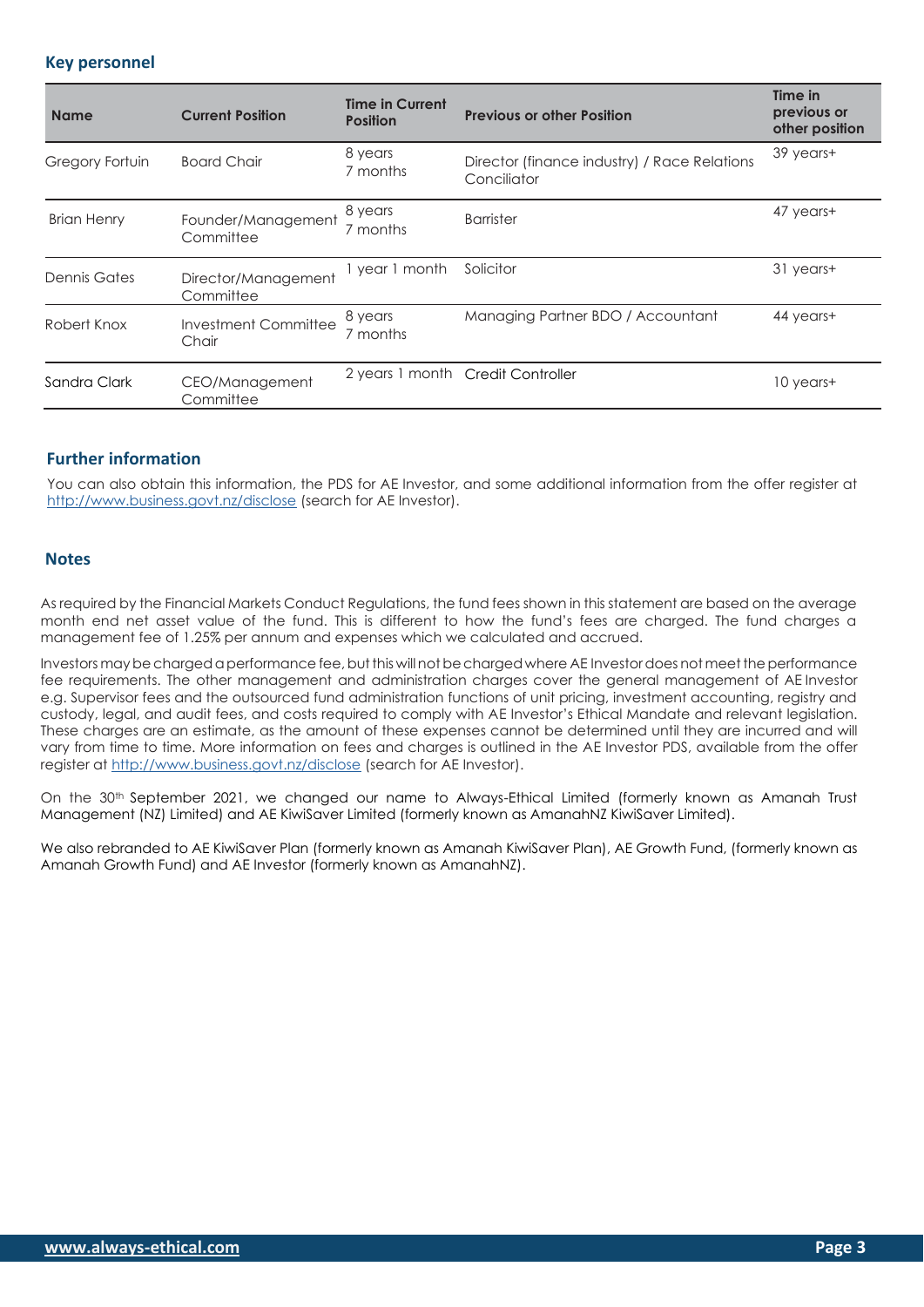## Key personnel

| Name | Current Position | Time in Current Position | Previous or other Position | Time in previous or other position |
|---|---|---|---|---|
| Gregory Fortuin | Board Chair | 8 years 7 months | Director (finance industry) / Race Relations Conciliator | 39 years+ |
| Brian Henry | Founder/Management Committee | 8 years 7 months | Barrister | 47 years+ |
| Dennis Gates | Director/Management Committee | 1 year 1 month | Solicitor | 31 years+ |
| Robert Knox | Investment Committee Chair | 8 years 7 months | Managing Partner BDO / Accountant | 44 years+ |
| Sandra Clark | CEO/Management Committee | 2 years 1 month | Credit Controller | 10 years+ |

## Further information

You can also obtain this information, the PDS for AE Investor, and some additional information from the offer register at http://www.business.govt.nz/disclose (search for AE Investor).

## Notes

As required by the Financial Markets Conduct Regulations, the fund fees shown in this statement are based on the average month end net asset value of the fund. This is different to how the fund's fees are charged. The fund charges a management fee of 1.25% per annum and expenses which we calculated and accrued.

Investors may be charged a performance fee, but this will not be charged where AE Investor does not meet the performance fee requirements. The other management and administration charges cover the general management of AE Investor e.g. Supervisor fees and the outsourced fund administration functions of unit pricing, investment accounting, registry and custody, legal, and audit fees, and costs required to comply with AE Investor's Ethical Mandate and relevant legislation. These charges are an estimate, as the amount of these expenses cannot be determined until they are incurred and will vary from time to time. More information on fees and charges is outlined in the AE Investor PDS, available from the offer register at http://www.business.govt.nz/disclose (search for AE Investor).

On the 30th September 2021, we changed our name to Always-Ethical Limited (formerly known as Amanah Trust Management (NZ) Limited) and AE KiwiSaver Limited (formerly known as AmanahNZ KiwiSaver Limited).

We also rebranded to AE KiwiSaver Plan (formerly known as Amanah KiwiSaver Plan), AE Growth Fund, (formerly known as Amanah Growth Fund) and AE Investor (formerly known as AmanahNZ).